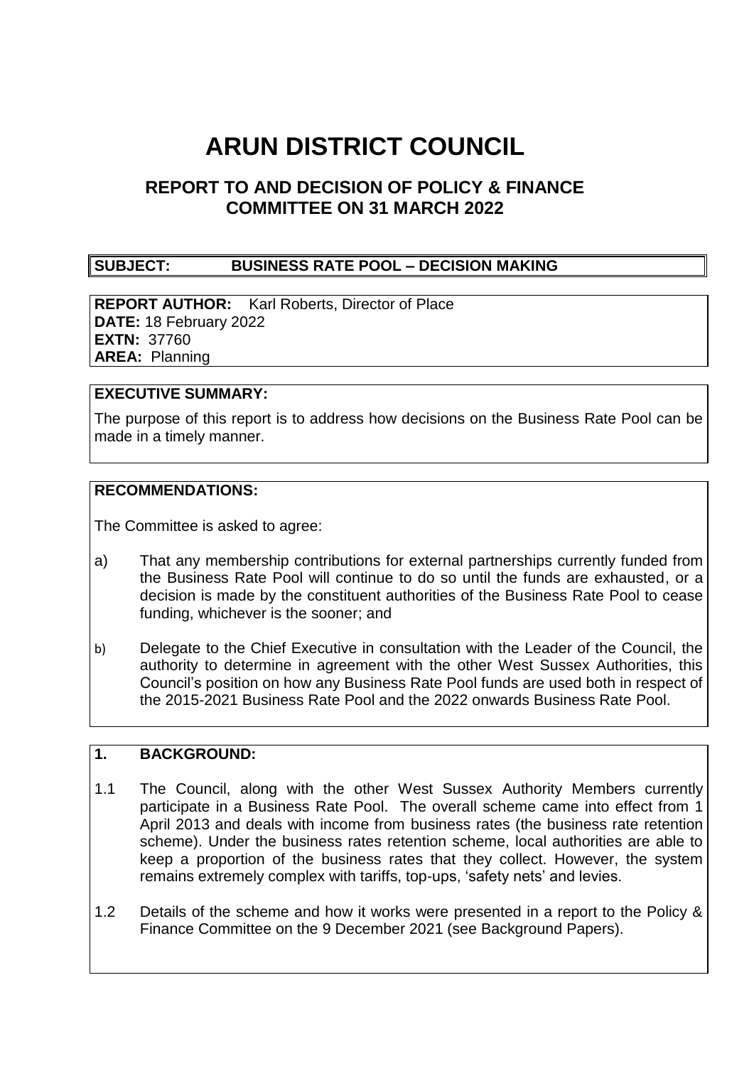# ARUN DISTRICT COUNCIL

## REPORT TO AND DECISION OF POLICY & FINANCE COMMITTEE ON 31 MARCH 2022

**SUBJECT: BUSINESS RATE POOL – DECISION MAKING**

**REPORT AUTHOR:** Karl Roberts, Director of Place
**DATE:** 18 February 2022
**EXTN:** 37760
**AREA:** Planning

**EXECUTIVE SUMMARY:**

The purpose of this report is to address how decisions on the Business Rate Pool can be made in a timely manner.

**RECOMMENDATIONS:**

The Committee is asked to agree:

a) That any membership contributions for external partnerships currently funded from the Business Rate Pool will continue to do so until the funds are exhausted, or a decision is made by the constituent authorities of the Business Rate Pool to cease funding, whichever is the sooner; and

b) Delegate to the Chief Executive in consultation with the Leader of the Council, the authority to determine in agreement with the other West Sussex Authorities, this Council's position on how any Business Rate Pool funds are used both in respect of the 2015-2021 Business Rate Pool and the 2022 onwards Business Rate Pool.

**1. BACKGROUND:**

1.1 The Council, along with the other West Sussex Authority Members currently participate in a Business Rate Pool. The overall scheme came into effect from 1 April 2013 and deals with income from business rates (the business rate retention scheme). Under the business rates retention scheme, local authorities are able to keep a proportion of the business rates that they collect. However, the system remains extremely complex with tariffs, top-ups, 'safety nets' and levies.

1.2 Details of the scheme and how it works were presented in a report to the Policy & Finance Committee on the 9 December 2021 (see Background Papers).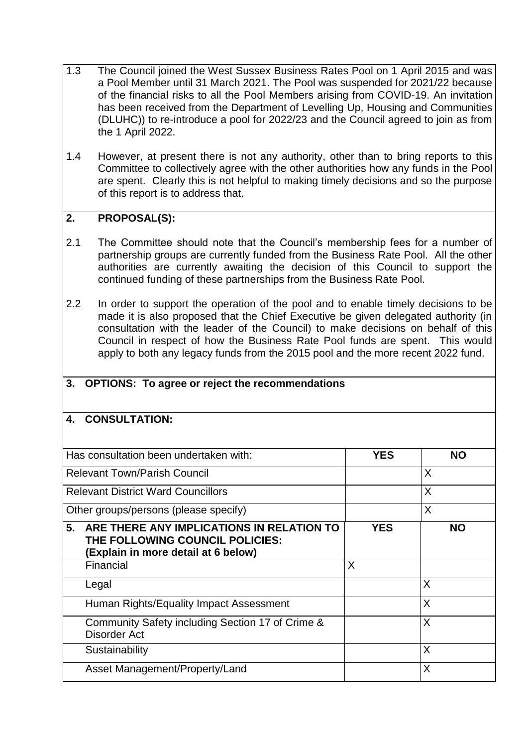1.3 The Council joined the West Sussex Business Rates Pool on 1 April 2015 and was a Pool Member until 31 March 2021. The Pool was suspended for 2021/22 because of the financial risks to all the Pool Members arising from COVID-19. An invitation has been received from the Department of Levelling Up, Housing and Communities (DLUHC)) to re-introduce a pool for 2022/23 and the Council agreed to join as from the 1 April 2022.

1.4 However, at present there is not any authority, other than to bring reports to this Committee to collectively agree with the other authorities how any funds in the Pool are spent. Clearly this is not helpful to making timely decisions and so the purpose of this report is to address that.

## 2. PROPOSAL(S):

2.1 The Committee should note that the Council's membership fees for a number of partnership groups are currently funded from the Business Rate Pool. All the other authorities are currently awaiting the decision of this Council to support the continued funding of these partnerships from the Business Rate Pool.

2.2 In order to support the operation of the pool and to enable timely decisions to be made it is also proposed that the Chief Executive be given delegated authority (in consultation with the leader of the Council) to make decisions on behalf of this Council in respect of how the Business Rate Pool funds are spent. This would apply to both any legacy funds from the 2015 pool and the more recent 2022 fund.

## 3. OPTIONS: To agree or reject the recommendations

## 4. CONSULTATION:

| Has consultation been undertaken with: | YES | NO |
|---|---|---|
| Relevant Town/Parish Council | | X |
| Relevant District Ward Councillors | | X |
| Other groups/persons (please specify) | | X |
| **5. ARE THERE ANY IMPLICATIONS IN RELATION TO THE FOLLOWING COUNCIL POLICIES: (Explain in more detail at 6 below)** | **YES** | **NO** |
| Financial | X | |
| Legal | | X |
| Human Rights/Equality Impact Assessment | | X |
| Community Safety including Section 17 of Crime & Disorder Act | | X |
| Sustainability | | X |
| Asset Management/Property/Land | | X |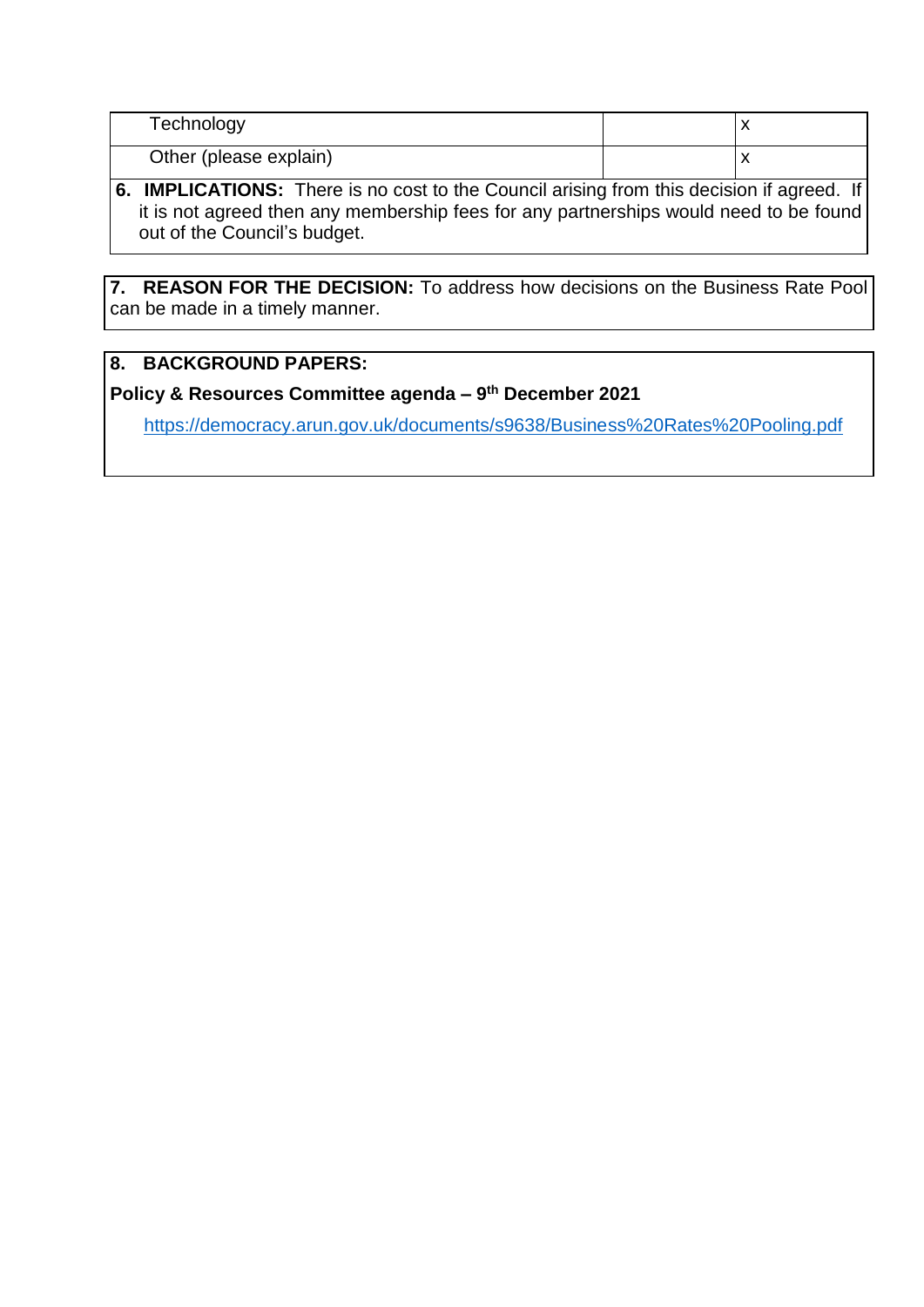| | | |
|---|---|---|
| Technology | | x |
| Other (please explain) | | x |

**6. IMPLICATIONS:** There is no cost to the Council arising from this decision if agreed. If it is not agreed then any membership fees for any partnerships would need to be found out of the Council's budget.

**7. REASON FOR THE DECISION:** To address how decisions on the Business Rate Pool can be made in a timely manner.

**8. BACKGROUND PAPERS:**

**Policy & Resources Committee agenda – 9th December 2021**

https://democracy.arun.gov.uk/documents/s9638/Business%20Rates%20Pooling.pdf